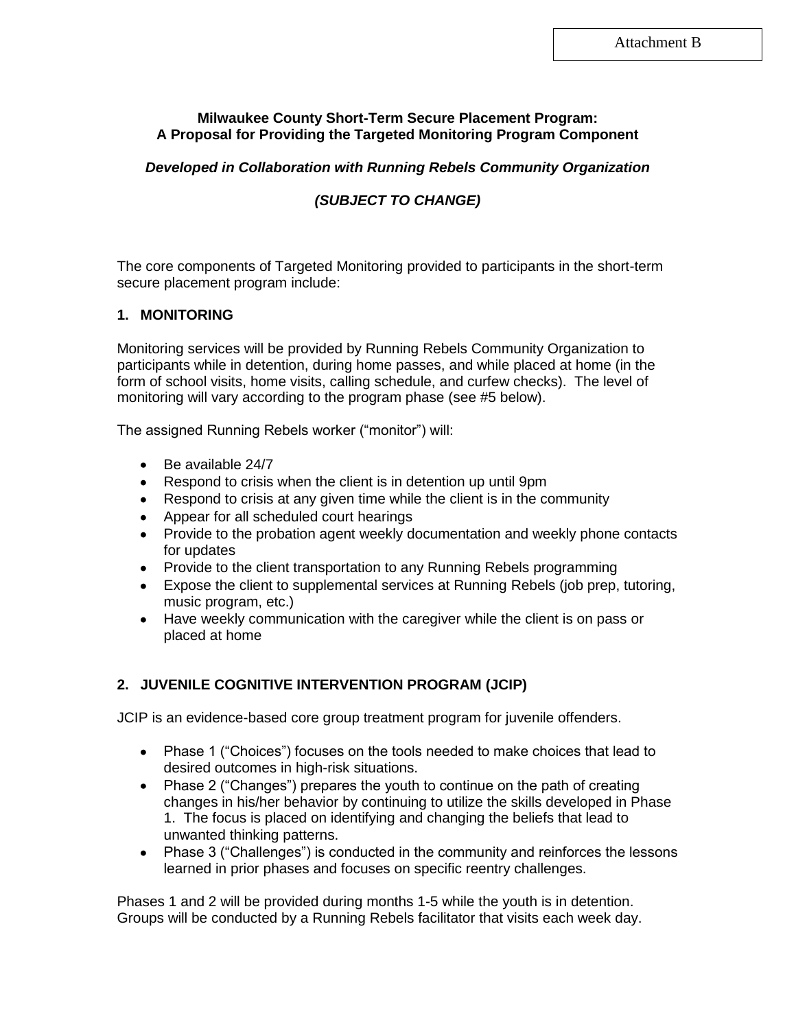Attachment B

**Milwaukee County Short-Term Secure Placement Program:**
**A Proposal for Providing the Targeted Monitoring Program Component**

***Developed in Collaboration with Running Rebels Community Organization***

***(SUBJECT TO CHANGE)***

The core components of Targeted Monitoring provided to participants in the short-term secure placement program include:

## 1. MONITORING

Monitoring services will be provided by Running Rebels Community Organization to participants while in detention, during home passes, and while placed at home (in the form of school visits, home visits, calling schedule, and curfew checks). The level of monitoring will vary according to the program phase (see #5 below).

The assigned Running Rebels worker ("monitor") will:

- Be available 24/7
- Respond to crisis when the client is in detention up until 9pm
- Respond to crisis at any given time while the client is in the community
- Appear for all scheduled court hearings
- Provide to the probation agent weekly documentation and weekly phone contacts for updates
- Provide to the client transportation to any Running Rebels programming
- Expose the client to supplemental services at Running Rebels (job prep, tutoring, music program, etc.)
- Have weekly communication with the caregiver while the client is on pass or placed at home

## 2. JUVENILE COGNITIVE INTERVENTION PROGRAM (JCIP)

JCIP is an evidence-based core group treatment program for juvenile offenders.

- Phase 1 ("Choices") focuses on the tools needed to make choices that lead to desired outcomes in high-risk situations.
- Phase 2 ("Changes") prepares the youth to continue on the path of creating changes in his/her behavior by continuing to utilize the skills developed in Phase 1. The focus is placed on identifying and changing the beliefs that lead to unwanted thinking patterns.
- Phase 3 ("Challenges") is conducted in the community and reinforces the lessons learned in prior phases and focuses on specific reentry challenges.

Phases 1 and 2 will be provided during months 1-5 while the youth is in detention. Groups will be conducted by a Running Rebels facilitator that visits each week day.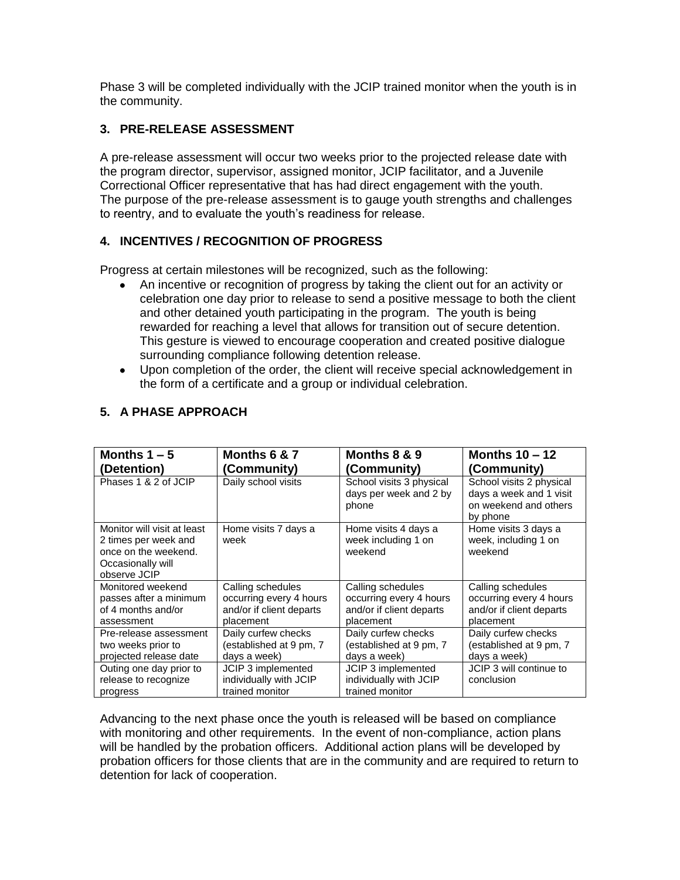Phase 3 will be completed individually with the JCIP trained monitor when the youth is in the community.

### 3. PRE-RELEASE ASSESSMENT

A pre-release assessment will occur two weeks prior to the projected release date with the program director, supervisor, assigned monitor, JCIP facilitator, and a Juvenile Correctional Officer representative that has had direct engagement with the youth. The purpose of the pre-release assessment is to gauge youth strengths and challenges to reentry, and to evaluate the youth's readiness for release.

### 4. INCENTIVES / RECOGNITION OF PROGRESS

Progress at certain milestones will be recognized, such as the following:

- An incentive or recognition of progress by taking the client out for an activity or celebration one day prior to release to send a positive message to both the client and other detained youth participating in the program. The youth is being rewarded for reaching a level that allows for transition out of secure detention. This gesture is viewed to encourage cooperation and created positive dialogue surrounding compliance following detention release.
- Upon completion of the order, the client will receive special acknowledgement in the form of a certificate and a group or individual celebration.

### 5. A PHASE APPROACH

| **Months 1 – 5 (Detention)** | **Months 6 & 7 (Community)** | **Months 8 & 9 (Community)** | **Months 10 – 12 (Community)** |
|---|---|---|---|
| Phases 1 & 2 of JCIP | Daily school visits | School visits 3 physical days per week and 2 by phone | School visits 2 physical days a week and 1 visit on weekend and others by phone |
| Monitor will visit at least 2 times per week and once on the weekend. Occasionally will observe JCIP | Home visits 7 days a week | Home visits 4 days a week including 1 on weekend | Home visits 3 days a week, including 1 on weekend |
| Monitored weekend passes after a minimum of 4 months and/or assessment | Calling schedules occurring every 4 hours and/or if client departs placement | Calling schedules occurring every 4 hours and/or if client departs placement | Calling schedules occurring every 4 hours and/or if client departs placement |
| Pre-release assessment two weeks prior to projected release date | Daily curfew checks (established at 9 pm, 7 days a week) | Daily curfew checks (established at 9 pm, 7 days a week) | Daily curfew checks (established at 9 pm, 7 days a week) |
| Outing one day prior to release to recognize progress | JCIP 3 implemented individually with JCIP trained monitor | JCIP 3 implemented individually with JCIP trained monitor | JCIP 3 will continue to conclusion |

Advancing to the next phase once the youth is released will be based on compliance with monitoring and other requirements. In the event of non-compliance, action plans will be handled by the probation officers. Additional action plans will be developed by probation officers for those clients that are in the community and are required to return to detention for lack of cooperation.